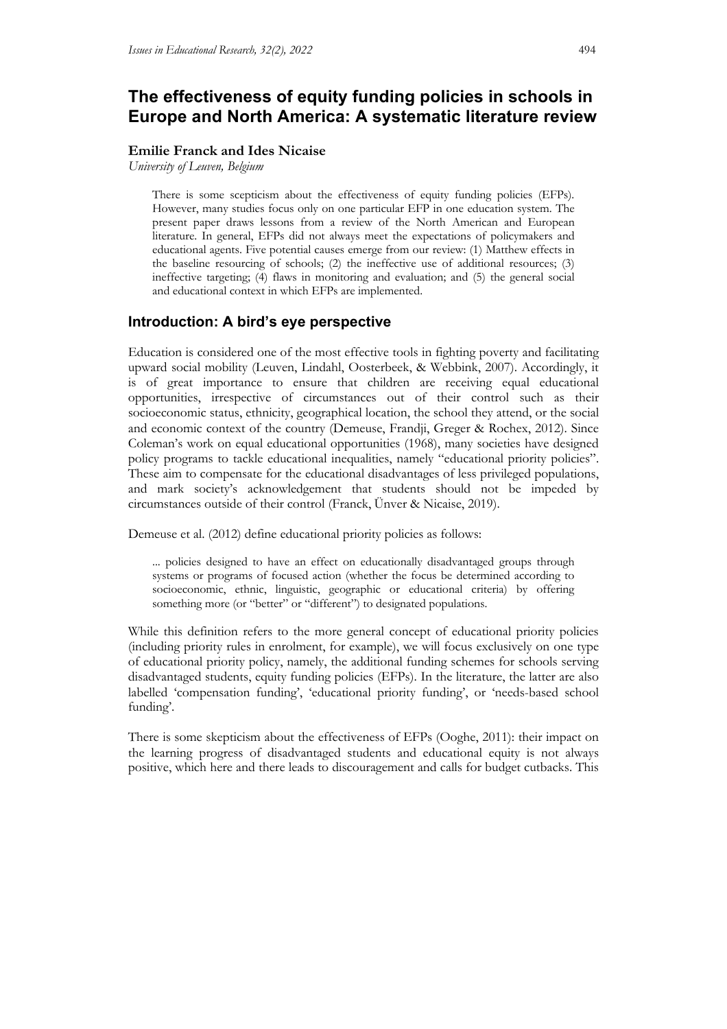# The effectiveness of equity funding policies in schools in Europe and North America: A systematic literature review

**Emilie Franck and Ides Nicaise**

*University of Leuven, Belgium*

> There is some scepticism about the effectiveness of equity funding policies (EFPs). However, many studies focus only on one particular EFP in one education system. The present paper draws lessons from a review of the North American and European literature. In general, EFPs did not always meet the expectations of policymakers and educational agents. Five potential causes emerge from our review: (1) Matthew effects in the baseline resourcing of schools; (2) the ineffective use of additional resources; (3) ineffective targeting; (4) flaws in monitoring and evaluation; and (5) the general social and educational context in which EFPs are implemented.

## Introduction: A bird's eye perspective

Education is considered one of the most effective tools in fighting poverty and facilitating upward social mobility (Leuven, Lindahl, Oosterbeek, & Webbink, 2007). Accordingly, it is of great importance to ensure that children are receiving equal educational opportunities, irrespective of circumstances out of their control such as their socioeconomic status, ethnicity, geographical location, the school they attend, or the social and economic context of the country (Demeuse, Frandji, Greger & Rochex, 2012). Since Coleman's work on equal educational opportunities (1968), many societies have designed policy programs to tackle educational inequalities, namely "educational priority policies". These aim to compensate for the educational disadvantages of less privileged populations, and mark society's acknowledgement that students should not be impeded by circumstances outside of their control (Franck, Ünver & Nicaise, 2019).

Demeuse et al. (2012) define educational priority policies as follows:

> ... policies designed to have an effect on educationally disadvantaged groups through systems or programs of focused action (whether the focus be determined according to socioeconomic, ethnic, linguistic, geographic or educational criteria) by offering something more (or "better" or "different") to designated populations.

While this definition refers to the more general concept of educational priority policies (including priority rules in enrolment, for example), we will focus exclusively on one type of educational priority policy, namely, the additional funding schemes for schools serving disadvantaged students, equity funding policies (EFPs). In the literature, the latter are also labelled 'compensation funding', 'educational priority funding', or 'needs-based school funding'.

There is some skepticism about the effectiveness of EFPs (Ooghe, 2011): their impact on the learning progress of disadvantaged students and educational equity is not always positive, which here and there leads to discouragement and calls for budget cutbacks. This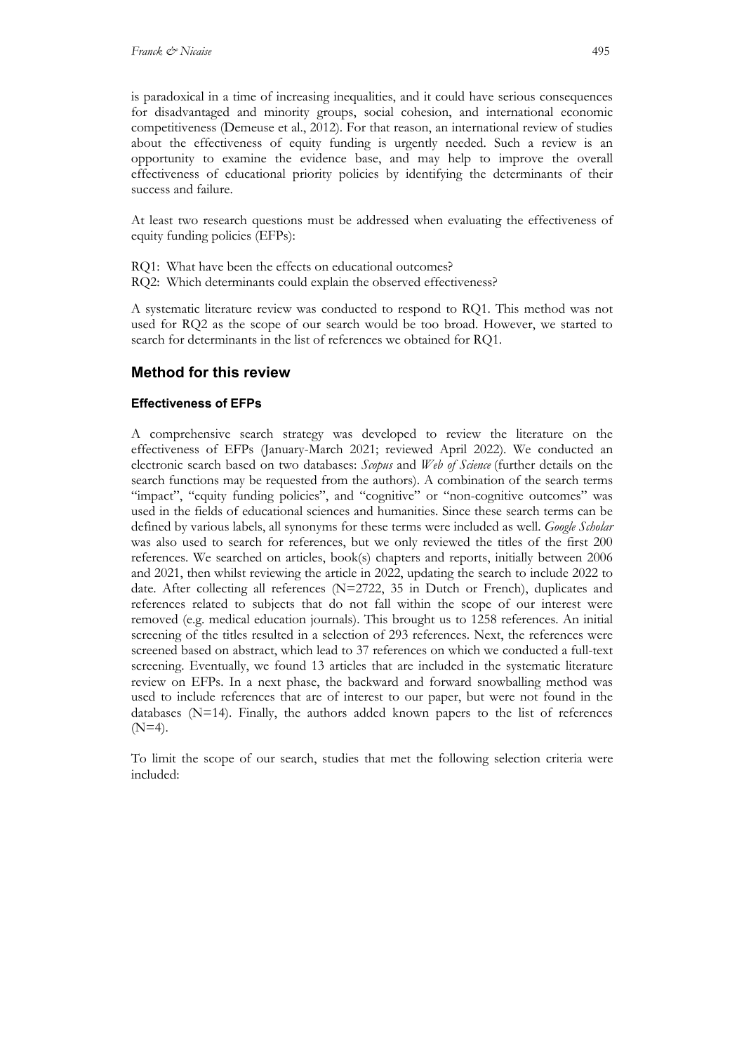is paradoxical in a time of increasing inequalities, and it could have serious consequences for disadvantaged and minority groups, social cohesion, and international economic competitiveness (Demeuse et al., 2012). For that reason, an international review of studies about the effectiveness of equity funding is urgently needed. Such a review is an opportunity to examine the evidence base, and may help to improve the overall effectiveness of educational priority policies by identifying the determinants of their success and failure.

At least two research questions must be addressed when evaluating the effectiveness of equity funding policies (EFPs):

RQ1: What have been the effects on educational outcomes?
RQ2: Which determinants could explain the observed effectiveness?

A systematic literature review was conducted to respond to RQ1. This method was not used for RQ2 as the scope of our search would be too broad. However, we started to search for determinants in the list of references we obtained for RQ1.

## Method for this review

### Effectiveness of EFPs

A comprehensive search strategy was developed to review the literature on the effectiveness of EFPs (January-March 2021; reviewed April 2022). We conducted an electronic search based on two databases: *Scopus* and *Web of Science* (further details on the search functions may be requested from the authors). A combination of the search terms "impact", "equity funding policies", and "cognitive" or "non-cognitive outcomes" was used in the fields of educational sciences and humanities. Since these search terms can be defined by various labels, all synonyms for these terms were included as well. *Google Scholar* was also used to search for references, but we only reviewed the titles of the first 200 references. We searched on articles, book(s) chapters and reports, initially between 2006 and 2021, then whilst reviewing the article in 2022, updating the search to include 2022 to date. After collecting all references (N=2722, 35 in Dutch or French), duplicates and references related to subjects that do not fall within the scope of our interest were removed (e.g. medical education journals). This brought us to 1258 references. An initial screening of the titles resulted in a selection of 293 references. Next, the references were screened based on abstract, which lead to 37 references on which we conducted a full-text screening. Eventually, we found 13 articles that are included in the systematic literature review on EFPs. In a next phase, the backward and forward snowballing method was used to include references that are of interest to our paper, but were not found in the databases (N=14). Finally, the authors added known papers to the list of references (N=4).

To limit the scope of our search, studies that met the following selection criteria were included: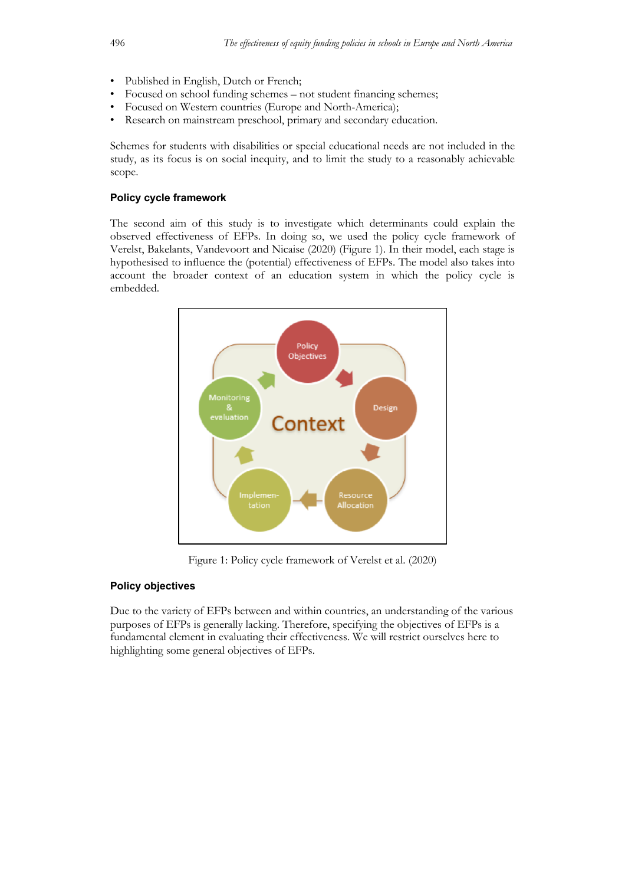- Published in English, Dutch or French;
- Focused on school funding schemes – not student financing schemes;
- Focused on Western countries (Europe and North-America);
- Research on mainstream preschool, primary and secondary education.

Schemes for students with disabilities or special educational needs are not included in the study, as its focus is on social inequity, and to limit the study to a reasonably achievable scope.

### Policy cycle framework

The second aim of this study is to investigate which determinants could explain the observed effectiveness of EFPs. In doing so, we used the policy cycle framework of Verelst, Bakelants, Vandevoort and Nicaise (2020) (Figure 1). In their model, each stage is hypothesised to influence the (potential) effectiveness of EFPs. The model also takes into account the broader context of an education system in which the policy cycle is embedded.

Figure 1: Policy cycle framework of Verelst et al. (2020)

### Policy objectives

Due to the variety of EFPs between and within countries, an understanding of the various purposes of EFPs is generally lacking. Therefore, specifying the objectives of EFPs is a fundamental element in evaluating their effectiveness. We will restrict ourselves here to highlighting some general objectives of EFPs.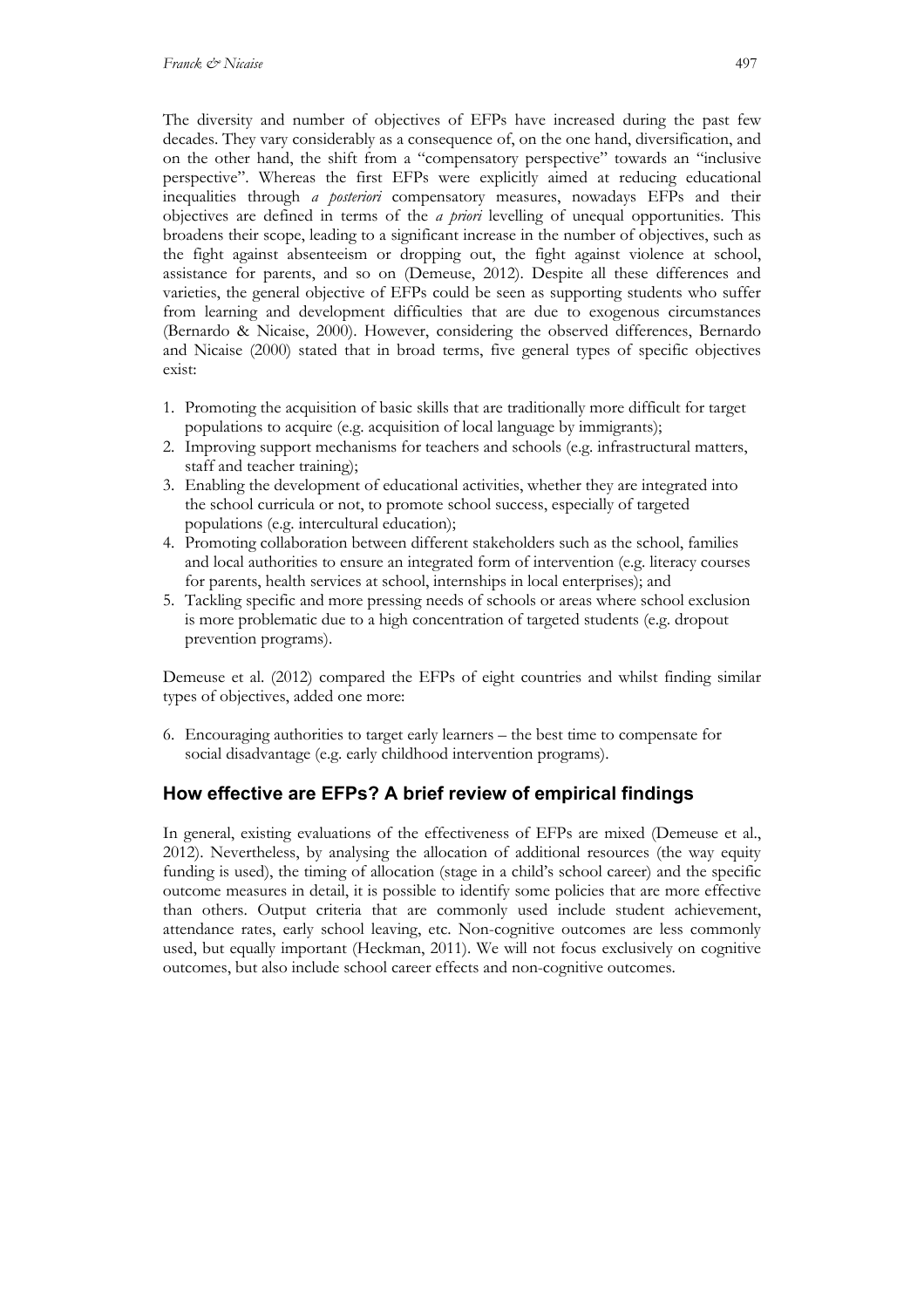The diversity and number of objectives of EFPs have increased during the past few decades. They vary considerably as a consequence of, on the one hand, diversification, and on the other hand, the shift from a "compensatory perspective" towards an "inclusive perspective". Whereas the first EFPs were explicitly aimed at reducing educational inequalities through *a posteriori* compensatory measures, nowadays EFPs and their objectives are defined in terms of the *a priori* levelling of unequal opportunities. This broadens their scope, leading to a significant increase in the number of objectives, such as the fight against absenteeism or dropping out, the fight against violence at school, assistance for parents, and so on (Demeuse, 2012). Despite all these differences and varieties, the general objective of EFPs could be seen as supporting students who suffer from learning and development difficulties that are due to exogenous circumstances (Bernardo & Nicaise, 2000). However, considering the observed differences, Bernardo and Nicaise (2000) stated that in broad terms, five general types of specific objectives exist:

1. Promoting the acquisition of basic skills that are traditionally more difficult for target populations to acquire (e.g. acquisition of local language by immigrants);
2. Improving support mechanisms for teachers and schools (e.g. infrastructural matters, staff and teacher training);
3. Enabling the development of educational activities, whether they are integrated into the school curricula or not, to promote school success, especially of targeted populations (e.g. intercultural education);
4. Promoting collaboration between different stakeholders such as the school, families and local authorities to ensure an integrated form of intervention (e.g. literacy courses for parents, health services at school, internships in local enterprises); and
5. Tackling specific and more pressing needs of schools or areas where school exclusion is more problematic due to a high concentration of targeted students (e.g. dropout prevention programs).

Demeuse et al. (2012) compared the EFPs of eight countries and whilst finding similar types of objectives, added one more:

6. Encouraging authorities to target early learners – the best time to compensate for social disadvantage (e.g. early childhood intervention programs).

## How effective are EFPs? A brief review of empirical findings

In general, existing evaluations of the effectiveness of EFPs are mixed (Demeuse et al., 2012). Nevertheless, by analysing the allocation of additional resources (the way equity funding is used), the timing of allocation (stage in a child's school career) and the specific outcome measures in detail, it is possible to identify some policies that are more effective than others. Output criteria that are commonly used include student achievement, attendance rates, early school leaving, etc. Non-cognitive outcomes are less commonly used, but equally important (Heckman, 2011). We will not focus exclusively on cognitive outcomes, but also include school career effects and non-cognitive outcomes.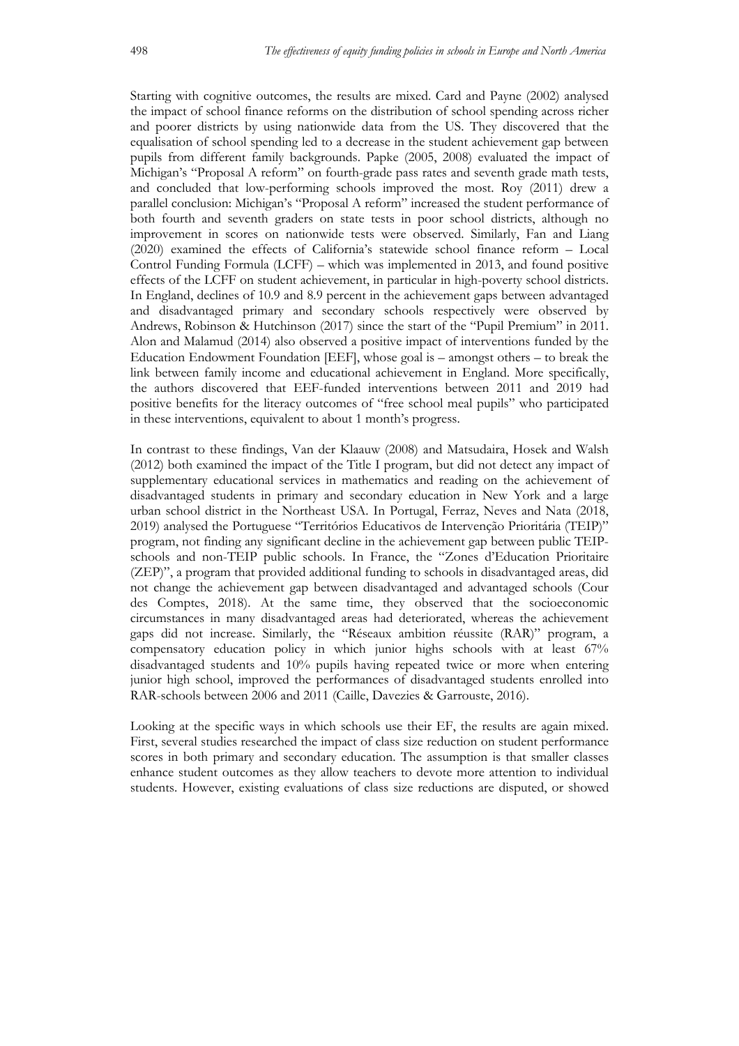Starting with cognitive outcomes, the results are mixed. Card and Payne (2002) analysed the impact of school finance reforms on the distribution of school spending across richer and poorer districts by using nationwide data from the US. They discovered that the equalisation of school spending led to a decrease in the student achievement gap between pupils from different family backgrounds. Papke (2005, 2008) evaluated the impact of Michigan's "Proposal A reform" on fourth-grade pass rates and seventh grade math tests, and concluded that low-performing schools improved the most. Roy (2011) drew a parallel conclusion: Michigan's "Proposal A reform" increased the student performance of both fourth and seventh graders on state tests in poor school districts, although no improvement in scores on nationwide tests were observed. Similarly, Fan and Liang (2020) examined the effects of California's statewide school finance reform – Local Control Funding Formula (LCFF) – which was implemented in 2013, and found positive effects of the LCFF on student achievement, in particular in high-poverty school districts. In England, declines of 10.9 and 8.9 percent in the achievement gaps between advantaged and disadvantaged primary and secondary schools respectively were observed by Andrews, Robinson & Hutchinson (2017) since the start of the "Pupil Premium" in 2011. Alon and Malamud (2014) also observed a positive impact of interventions funded by the Education Endowment Foundation [EEF], whose goal is – amongst others – to break the link between family income and educational achievement in England. More specifically, the authors discovered that EEF-funded interventions between 2011 and 2019 had positive benefits for the literacy outcomes of "free school meal pupils" who participated in these interventions, equivalent to about 1 month's progress.

In contrast to these findings, Van der Klaauw (2008) and Matsudaira, Hosek and Walsh (2012) both examined the impact of the Title I program, but did not detect any impact of supplementary educational services in mathematics and reading on the achievement of disadvantaged students in primary and secondary education in New York and a large urban school district in the Northeast USA. In Portugal, Ferraz, Neves and Nata (2018, 2019) analysed the Portuguese "Territórios Educativos de Intervenção Prioritária (TEIP)" program, not finding any significant decline in the achievement gap between public TEIP-schools and non-TEIP public schools. In France, the "Zones d'Education Prioritaire (ZEP)", a program that provided additional funding to schools in disadvantaged areas, did not change the achievement gap between disadvantaged and advantaged schools (Cour des Comptes, 2018). At the same time, they observed that the socioeconomic circumstances in many disadvantaged areas had deteriorated, whereas the achievement gaps did not increase. Similarly, the "Réseaux ambition réussite (RAR)" program, a compensatory education policy in which junior highs schools with at least 67% disadvantaged students and 10% pupils having repeated twice or more when entering junior high school, improved the performances of disadvantaged students enrolled into RAR-schools between 2006 and 2011 (Caille, Davezies & Garrouste, 2016).

Looking at the specific ways in which schools use their EF, the results are again mixed. First, several studies researched the impact of class size reduction on student performance scores in both primary and secondary education. The assumption is that smaller classes enhance student outcomes as they allow teachers to devote more attention to individual students. However, existing evaluations of class size reductions are disputed, or showed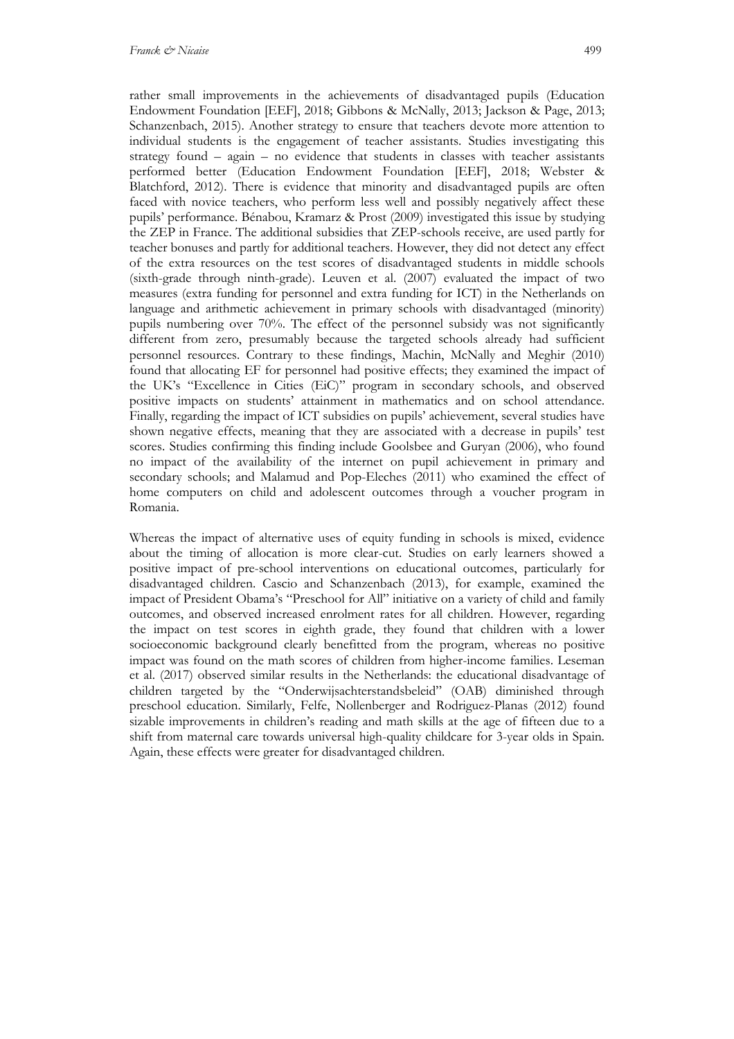rather small improvements in the achievements of disadvantaged pupils (Education Endowment Foundation [EEF], 2018; Gibbons & McNally, 2013; Jackson & Page, 2013; Schanzenbach, 2015). Another strategy to ensure that teachers devote more attention to individual students is the engagement of teacher assistants. Studies investigating this strategy found – again – no evidence that students in classes with teacher assistants performed better (Education Endowment Foundation [EEF], 2018; Webster & Blatchford, 2012). There is evidence that minority and disadvantaged pupils are often faced with novice teachers, who perform less well and possibly negatively affect these pupils' performance. Bénabou, Kramarz & Prost (2009) investigated this issue by studying the ZEP in France. The additional subsidies that ZEP-schools receive, are used partly for teacher bonuses and partly for additional teachers. However, they did not detect any effect of the extra resources on the test scores of disadvantaged students in middle schools (sixth-grade through ninth-grade). Leuven et al. (2007) evaluated the impact of two measures (extra funding for personnel and extra funding for ICT) in the Netherlands on language and arithmetic achievement in primary schools with disadvantaged (minority) pupils numbering over 70%. The effect of the personnel subsidy was not significantly different from zero, presumably because the targeted schools already had sufficient personnel resources. Contrary to these findings, Machin, McNally and Meghir (2010) found that allocating EF for personnel had positive effects; they examined the impact of the UK's "Excellence in Cities (EiC)" program in secondary schools, and observed positive impacts on students' attainment in mathematics and on school attendance. Finally, regarding the impact of ICT subsidies on pupils' achievement, several studies have shown negative effects, meaning that they are associated with a decrease in pupils' test scores. Studies confirming this finding include Goolsbee and Guryan (2006), who found no impact of the availability of the internet on pupil achievement in primary and secondary schools; and Malamud and Pop-Eleches (2011) who examined the effect of home computers on child and adolescent outcomes through a voucher program in Romania.

Whereas the impact of alternative uses of equity funding in schools is mixed, evidence about the timing of allocation is more clear-cut. Studies on early learners showed a positive impact of pre-school interventions on educational outcomes, particularly for disadvantaged children. Cascio and Schanzenbach (2013), for example, examined the impact of President Obama's "Preschool for All" initiative on a variety of child and family outcomes, and observed increased enrolment rates for all children. However, regarding the impact on test scores in eighth grade, they found that children with a lower socioeconomic background clearly benefitted from the program, whereas no positive impact was found on the math scores of children from higher-income families. Leseman et al. (2017) observed similar results in the Netherlands: the educational disadvantage of children targeted by the "Onderwijsachterstandsbeleid" (OAB) diminished through preschool education. Similarly, Felfe, Nollenberger and Rodriguez-Planas (2012) found sizable improvements in children's reading and math skills at the age of fifteen due to a shift from maternal care towards universal high-quality childcare for 3-year olds in Spain. Again, these effects were greater for disadvantaged children.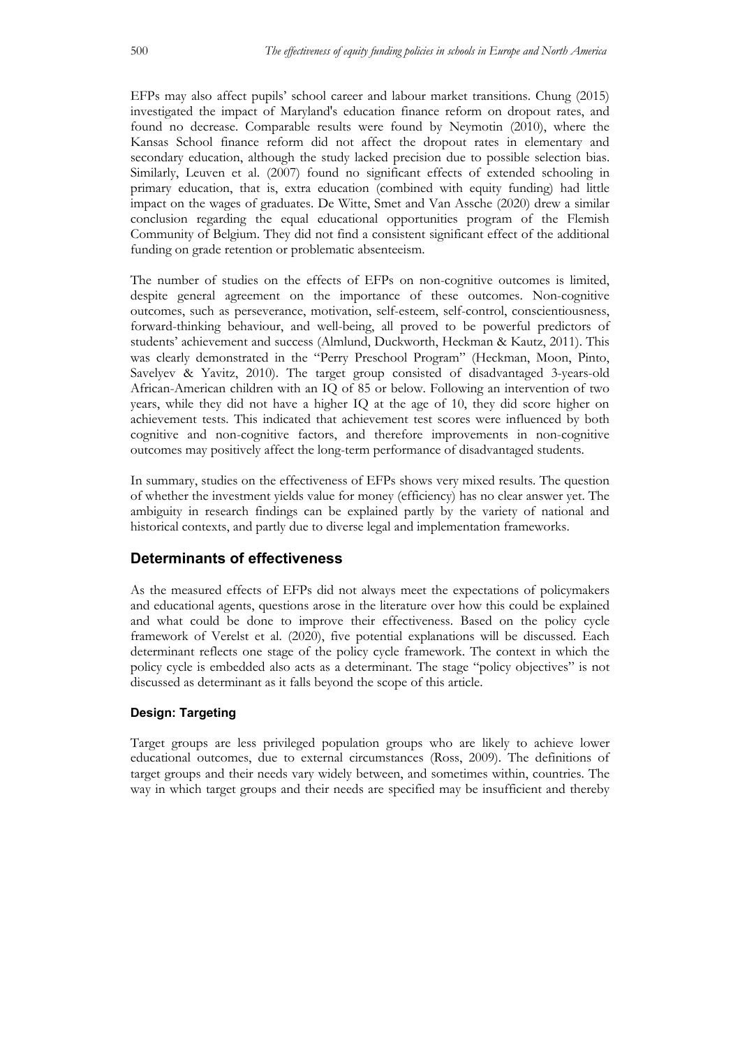EFPs may also affect pupils' school career and labour market transitions. Chung (2015) investigated the impact of Maryland's education finance reform on dropout rates, and found no decrease. Comparable results were found by Neymotin (2010), where the Kansas School finance reform did not affect the dropout rates in elementary and secondary education, although the study lacked precision due to possible selection bias. Similarly, Leuven et al. (2007) found no significant effects of extended schooling in primary education, that is, extra education (combined with equity funding) had little impact on the wages of graduates. De Witte, Smet and Van Assche (2020) drew a similar conclusion regarding the equal educational opportunities program of the Flemish Community of Belgium. They did not find a consistent significant effect of the additional funding on grade retention or problematic absenteeism.

The number of studies on the effects of EFPs on non-cognitive outcomes is limited, despite general agreement on the importance of these outcomes. Non-cognitive outcomes, such as perseverance, motivation, self-esteem, self-control, conscientiousness, forward-thinking behaviour, and well-being, all proved to be powerful predictors of students' achievement and success (Almlund, Duckworth, Heckman & Kautz, 2011). This was clearly demonstrated in the "Perry Preschool Program" (Heckman, Moon, Pinto, Savelyev & Yavitz, 2010). The target group consisted of disadvantaged 3-years-old African-American children with an IQ of 85 or below. Following an intervention of two years, while they did not have a higher IQ at the age of 10, they did score higher on achievement tests. This indicated that achievement test scores were influenced by both cognitive and non-cognitive factors, and therefore improvements in non-cognitive outcomes may positively affect the long-term performance of disadvantaged students.

In summary, studies on the effectiveness of EFPs shows very mixed results. The question of whether the investment yields value for money (efficiency) has no clear answer yet. The ambiguity in research findings can be explained partly by the variety of national and historical contexts, and partly due to diverse legal and implementation frameworks.

## Determinants of effectiveness

As the measured effects of EFPs did not always meet the expectations of policymakers and educational agents, questions arose in the literature over how this could be explained and what could be done to improve their effectiveness. Based on the policy cycle framework of Verelst et al. (2020), five potential explanations will be discussed. Each determinant reflects one stage of the policy cycle framework. The context in which the policy cycle is embedded also acts as a determinant. The stage "policy objectives" is not discussed as determinant as it falls beyond the scope of this article.

### Design: Targeting

Target groups are less privileged population groups who are likely to achieve lower educational outcomes, due to external circumstances (Ross, 2009). The definitions of target groups and their needs vary widely between, and sometimes within, countries. The way in which target groups and their needs are specified may be insufficient and thereby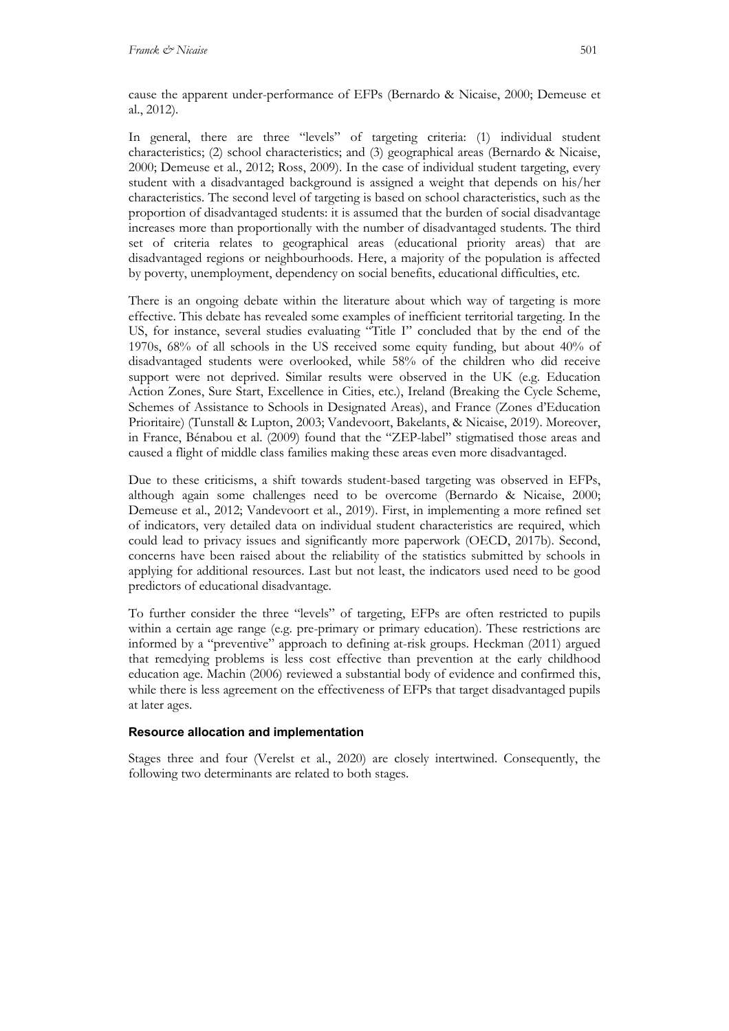cause the apparent under-performance of EFPs (Bernardo & Nicaise, 2000; Demeuse et al., 2012).

In general, there are three "levels" of targeting criteria: (1) individual student characteristics; (2) school characteristics; and (3) geographical areas (Bernardo & Nicaise, 2000; Demeuse et al., 2012; Ross, 2009). In the case of individual student targeting, every student with a disadvantaged background is assigned a weight that depends on his/her characteristics. The second level of targeting is based on school characteristics, such as the proportion of disadvantaged students: it is assumed that the burden of social disadvantage increases more than proportionally with the number of disadvantaged students. The third set of criteria relates to geographical areas (educational priority areas) that are disadvantaged regions or neighbourhoods. Here, a majority of the population is affected by poverty, unemployment, dependency on social benefits, educational difficulties, etc.

There is an ongoing debate within the literature about which way of targeting is more effective. This debate has revealed some examples of inefficient territorial targeting. In the US, for instance, several studies evaluating "Title I" concluded that by the end of the 1970s, 68% of all schools in the US received some equity funding, but about 40% of disadvantaged students were overlooked, while 58% of the children who did receive support were not deprived. Similar results were observed in the UK (e.g. Education Action Zones, Sure Start, Excellence in Cities, etc.), Ireland (Breaking the Cycle Scheme, Schemes of Assistance to Schools in Designated Areas), and France (Zones d'Education Prioritaire) (Tunstall & Lupton, 2003; Vandevoort, Bakelants, & Nicaise, 2019). Moreover, in France, Bénabou et al. (2009) found that the "ZEP-label" stigmatised those areas and caused a flight of middle class families making these areas even more disadvantaged.

Due to these criticisms, a shift towards student-based targeting was observed in EFPs, although again some challenges need to be overcome (Bernardo & Nicaise, 2000; Demeuse et al., 2012; Vandevoort et al., 2019). First, in implementing a more refined set of indicators, very detailed data on individual student characteristics are required, which could lead to privacy issues and significantly more paperwork (OECD, 2017b). Second, concerns have been raised about the reliability of the statistics submitted by schools in applying for additional resources. Last but not least, the indicators used need to be good predictors of educational disadvantage.

To further consider the three "levels" of targeting, EFPs are often restricted to pupils within a certain age range (e.g. pre-primary or primary education). These restrictions are informed by a "preventive" approach to defining at-risk groups. Heckman (2011) argued that remedying problems is less cost effective than prevention at the early childhood education age. Machin (2006) reviewed a substantial body of evidence and confirmed this, while there is less agreement on the effectiveness of EFPs that target disadvantaged pupils at later ages.

#### Resource allocation and implementation

Stages three and four (Verelst et al., 2020) are closely intertwined. Consequently, the following two determinants are related to both stages.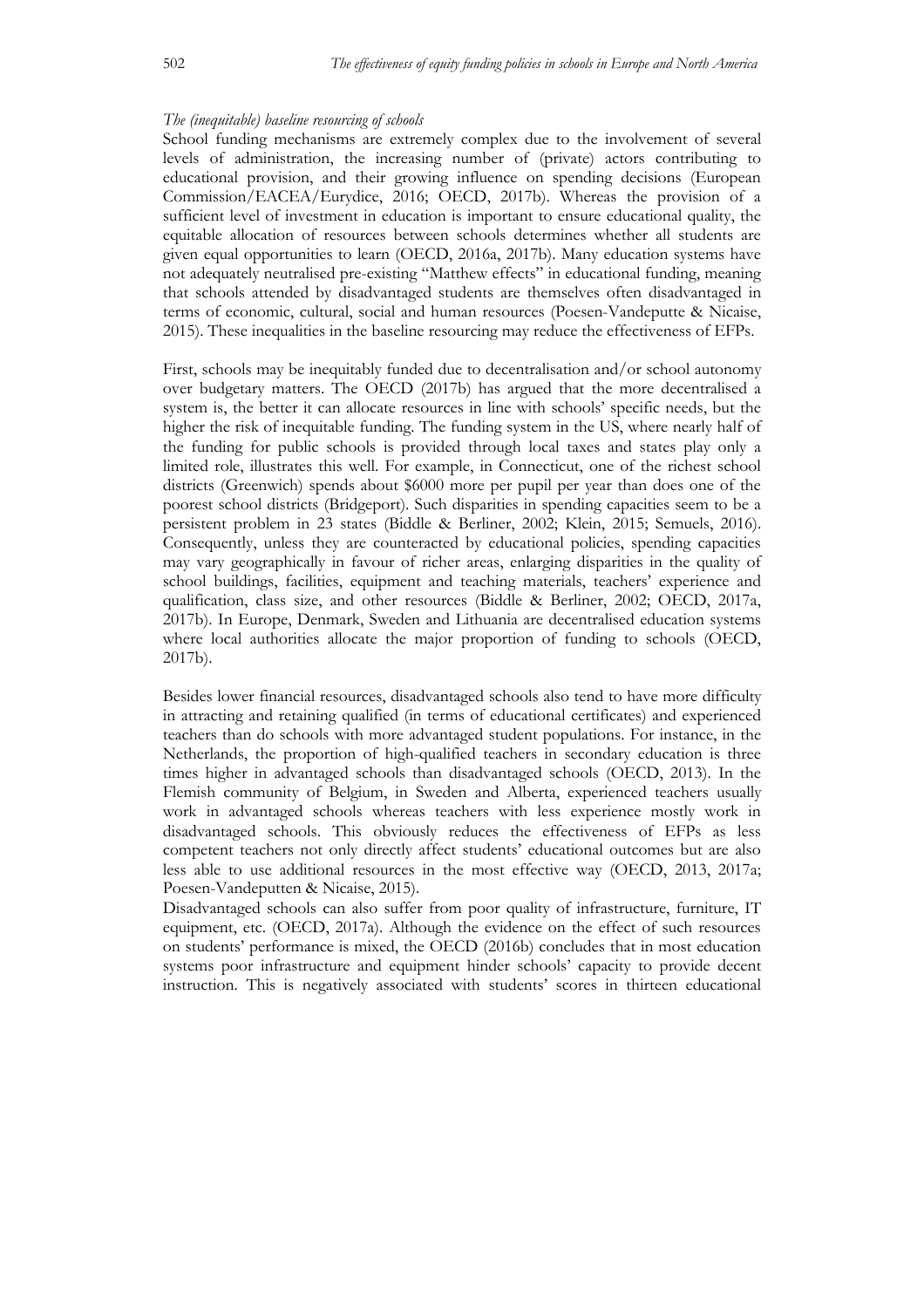*The (inequitable) baseline resourcing of schools*

School funding mechanisms are extremely complex due to the involvement of several levels of administration, the increasing number of (private) actors contributing to educational provision, and their growing influence on spending decisions (European Commission/EACEA/Eurydice, 2016; OECD, 2017b). Whereas the provision of a sufficient level of investment in education is important to ensure educational quality, the equitable allocation of resources between schools determines whether all students are given equal opportunities to learn (OECD, 2016a, 2017b). Many education systems have not adequately neutralised pre-existing "Matthew effects" in educational funding, meaning that schools attended by disadvantaged students are themselves often disadvantaged in terms of economic, cultural, social and human resources (Poesen-Vandeputte & Nicaise, 2015). These inequalities in the baseline resourcing may reduce the effectiveness of EFPs.

First, schools may be inequitably funded due to decentralisation and/or school autonomy over budgetary matters. The OECD (2017b) has argued that the more decentralised a system is, the better it can allocate resources in line with schools' specific needs, but the higher the risk of inequitable funding. The funding system in the US, where nearly half of the funding for public schools is provided through local taxes and states play only a limited role, illustrates this well. For example, in Connecticut, one of the richest school districts (Greenwich) spends about $6000 more per pupil per year than does one of the poorest school districts (Bridgeport). Such disparities in spending capacities seem to be a persistent problem in 23 states (Biddle & Berliner, 2002; Klein, 2015; Semuels, 2016). Consequently, unless they are counteracted by educational policies, spending capacities may vary geographically in favour of richer areas, enlarging disparities in the quality of school buildings, facilities, equipment and teaching materials, teachers' experience and qualification, class size, and other resources (Biddle & Berliner, 2002; OECD, 2017a, 2017b). In Europe, Denmark, Sweden and Lithuania are decentralised education systems where local authorities allocate the major proportion of funding to schools (OECD, 2017b).

Besides lower financial resources, disadvantaged schools also tend to have more difficulty in attracting and retaining qualified (in terms of educational certificates) and experienced teachers than do schools with more advantaged student populations. For instance, in the Netherlands, the proportion of high-qualified teachers in secondary education is three times higher in advantaged schools than disadvantaged schools (OECD, 2013). In the Flemish community of Belgium, in Sweden and Alberta, experienced teachers usually work in advantaged schools whereas teachers with less experience mostly work in disadvantaged schools. This obviously reduces the effectiveness of EFPs as less competent teachers not only directly affect students' educational outcomes but are also less able to use additional resources in the most effective way (OECD, 2013, 2017a; Poesen-Vandeputten & Nicaise, 2015).

Disadvantaged schools can also suffer from poor quality of infrastructure, furniture, IT equipment, etc. (OECD, 2017a). Although the evidence on the effect of such resources on students' performance is mixed, the OECD (2016b) concludes that in most education systems poor infrastructure and equipment hinder schools' capacity to provide decent instruction. This is negatively associated with students' scores in thirteen educational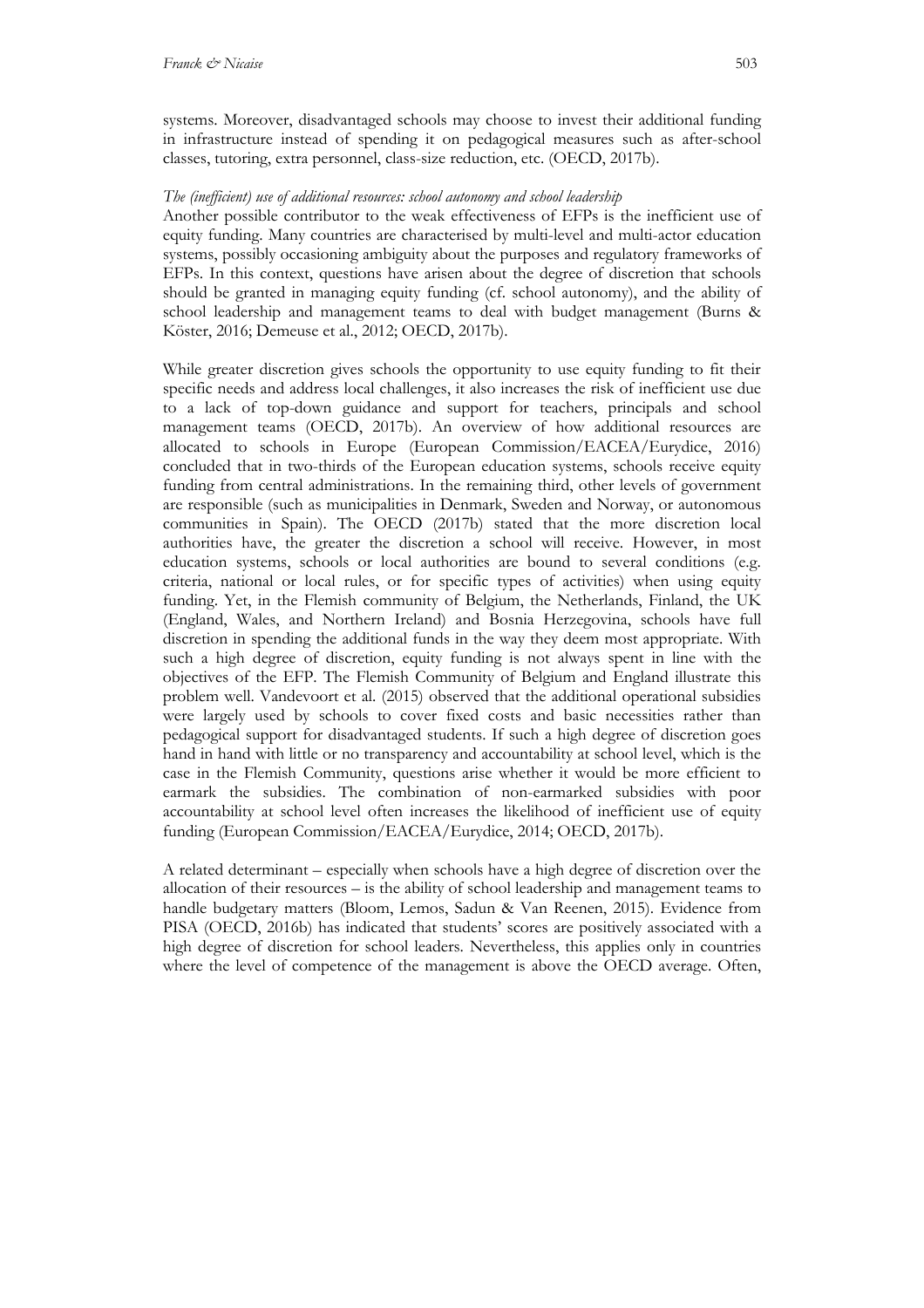systems. Moreover, disadvantaged schools may choose to invest their additional funding in infrastructure instead of spending it on pedagogical measures such as after-school classes, tutoring, extra personnel, class-size reduction, etc. (OECD, 2017b).

*The (inefficient) use of additional resources: school autonomy and school leadership*

Another possible contributor to the weak effectiveness of EFPs is the inefficient use of equity funding. Many countries are characterised by multi-level and multi-actor education systems, possibly occasioning ambiguity about the purposes and regulatory frameworks of EFPs. In this context, questions have arisen about the degree of discretion that schools should be granted in managing equity funding (cf. school autonomy), and the ability of school leadership and management teams to deal with budget management (Burns & Köster, 2016; Demeuse et al., 2012; OECD, 2017b).

While greater discretion gives schools the opportunity to use equity funding to fit their specific needs and address local challenges, it also increases the risk of inefficient use due to a lack of top-down guidance and support for teachers, principals and school management teams (OECD, 2017b). An overview of how additional resources are allocated to schools in Europe (European Commission/EACEA/Eurydice, 2016) concluded that in two-thirds of the European education systems, schools receive equity funding from central administrations. In the remaining third, other levels of government are responsible (such as municipalities in Denmark, Sweden and Norway, or autonomous communities in Spain). The OECD (2017b) stated that the more discretion local authorities have, the greater the discretion a school will receive. However, in most education systems, schools or local authorities are bound to several conditions (e.g. criteria, national or local rules, or for specific types of activities) when using equity funding. Yet, in the Flemish community of Belgium, the Netherlands, Finland, the UK (England, Wales, and Northern Ireland) and Bosnia Herzegovina, schools have full discretion in spending the additional funds in the way they deem most appropriate. With such a high degree of discretion, equity funding is not always spent in line with the objectives of the EFP. The Flemish Community of Belgium and England illustrate this problem well. Vandevoort et al. (2015) observed that the additional operational subsidies were largely used by schools to cover fixed costs and basic necessities rather than pedagogical support for disadvantaged students. If such a high degree of discretion goes hand in hand with little or no transparency and accountability at school level, which is the case in the Flemish Community, questions arise whether it would be more efficient to earmark the subsidies. The combination of non-earmarked subsidies with poor accountability at school level often increases the likelihood of inefficient use of equity funding (European Commission/EACEA/Eurydice, 2014; OECD, 2017b).

A related determinant – especially when schools have a high degree of discretion over the allocation of their resources – is the ability of school leadership and management teams to handle budgetary matters (Bloom, Lemos, Sadun & Van Reenen, 2015). Evidence from PISA (OECD, 2016b) has indicated that students' scores are positively associated with a high degree of discretion for school leaders. Nevertheless, this applies only in countries where the level of competence of the management is above the OECD average. Often,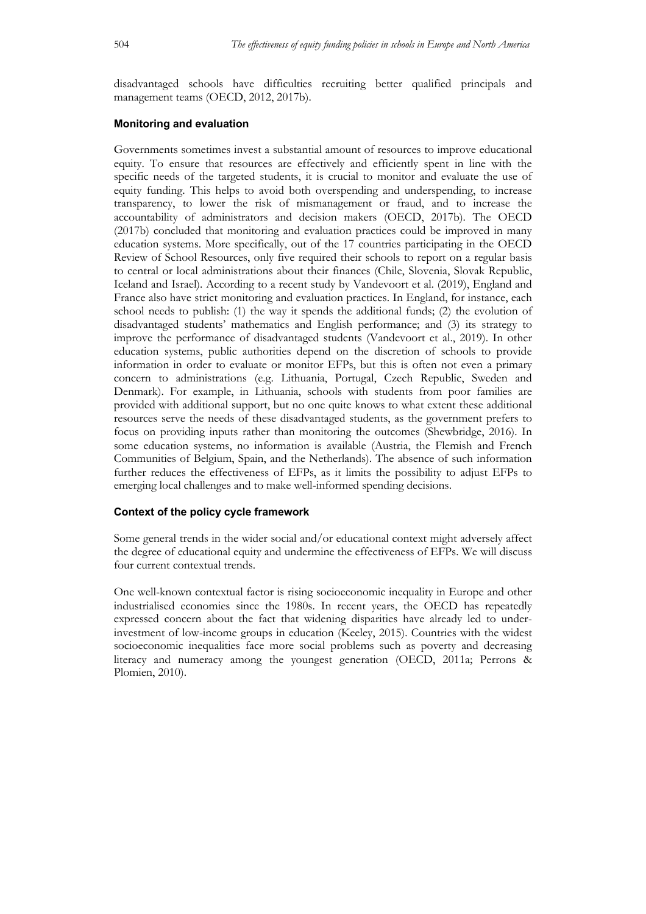disadvantaged schools have difficulties recruiting better qualified principals and management teams (OECD, 2012, 2017b).

### Monitoring and evaluation

Governments sometimes invest a substantial amount of resources to improve educational equity. To ensure that resources are effectively and efficiently spent in line with the specific needs of the targeted students, it is crucial to monitor and evaluate the use of equity funding. This helps to avoid both overspending and underspending, to increase transparency, to lower the risk of mismanagement or fraud, and to increase the accountability of administrators and decision makers (OECD, 2017b). The OECD (2017b) concluded that monitoring and evaluation practices could be improved in many education systems. More specifically, out of the 17 countries participating in the OECD Review of School Resources, only five required their schools to report on a regular basis to central or local administrations about their finances (Chile, Slovenia, Slovak Republic, Iceland and Israel). According to a recent study by Vandevoort et al. (2019), England and France also have strict monitoring and evaluation practices. In England, for instance, each school needs to publish: (1) the way it spends the additional funds; (2) the evolution of disadvantaged students' mathematics and English performance; and (3) its strategy to improve the performance of disadvantaged students (Vandevoort et al., 2019). In other education systems, public authorities depend on the discretion of schools to provide information in order to evaluate or monitor EFPs, but this is often not even a primary concern to administrations (e.g. Lithuania, Portugal, Czech Republic, Sweden and Denmark). For example, in Lithuania, schools with students from poor families are provided with additional support, but no one quite knows to what extent these additional resources serve the needs of these disadvantaged students, as the government prefers to focus on providing inputs rather than monitoring the outcomes (Shewbridge, 2016). In some education systems, no information is available (Austria, the Flemish and French Communities of Belgium, Spain, and the Netherlands). The absence of such information further reduces the effectiveness of EFPs, as it limits the possibility to adjust EFPs to emerging local challenges and to make well-informed spending decisions.

### Context of the policy cycle framework

Some general trends in the wider social and/or educational context might adversely affect the degree of educational equity and undermine the effectiveness of EFPs. We will discuss four current contextual trends.

One well-known contextual factor is rising socioeconomic inequality in Europe and other industrialised economies since the 1980s. In recent years, the OECD has repeatedly expressed concern about the fact that widening disparities have already led to under-investment of low-income groups in education (Keeley, 2015). Countries with the widest socioeconomic inequalities face more social problems such as poverty and decreasing literacy and numeracy among the youngest generation (OECD, 2011a; Perrons & Plomien, 2010).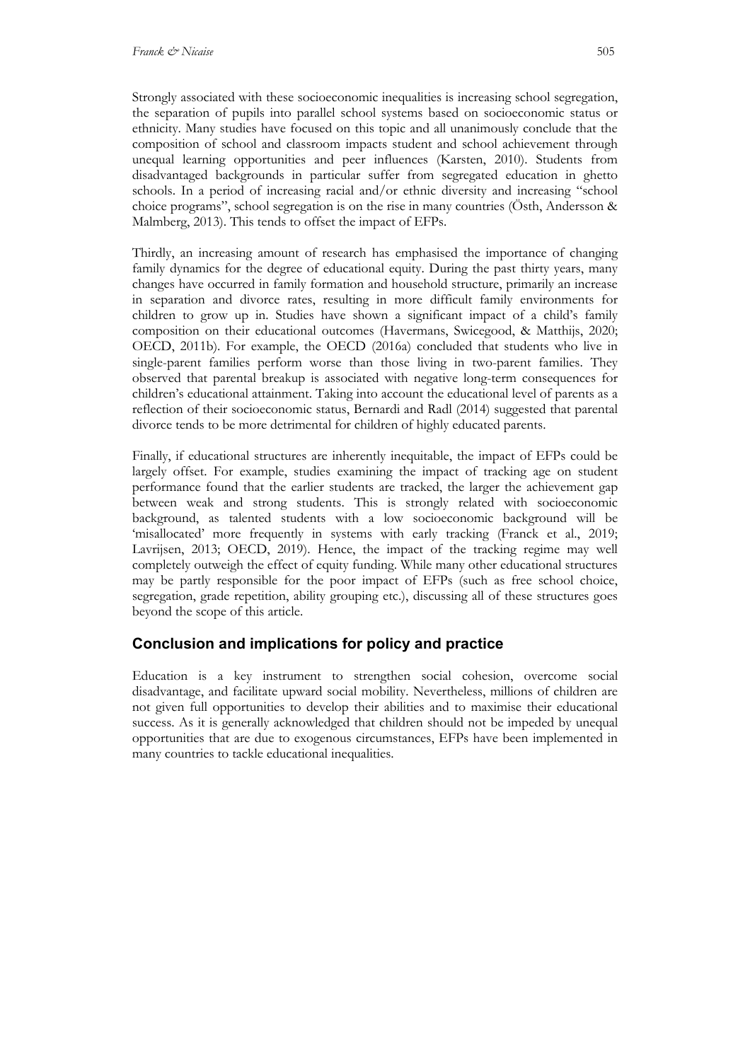Strongly associated with these socioeconomic inequalities is increasing school segregation, the separation of pupils into parallel school systems based on socioeconomic status or ethnicity. Many studies have focused on this topic and all unanimously conclude that the composition of school and classroom impacts student and school achievement through unequal learning opportunities and peer influences (Karsten, 2010). Students from disadvantaged backgrounds in particular suffer from segregated education in ghetto schools. In a period of increasing racial and/or ethnic diversity and increasing "school choice programs", school segregation is on the rise in many countries (Östh, Andersson & Malmberg, 2013). This tends to offset the impact of EFPs.

Thirdly, an increasing amount of research has emphasised the importance of changing family dynamics for the degree of educational equity. During the past thirty years, many changes have occurred in family formation and household structure, primarily an increase in separation and divorce rates, resulting in more difficult family environments for children to grow up in. Studies have shown a significant impact of a child's family composition on their educational outcomes (Havermans, Swicegood, & Matthijs, 2020; OECD, 2011b). For example, the OECD (2016a) concluded that students who live in single-parent families perform worse than those living in two-parent families. They observed that parental breakup is associated with negative long-term consequences for children's educational attainment. Taking into account the educational level of parents as a reflection of their socioeconomic status, Bernardi and Radl (2014) suggested that parental divorce tends to be more detrimental for children of highly educated parents.

Finally, if educational structures are inherently inequitable, the impact of EFPs could be largely offset. For example, studies examining the impact of tracking age on student performance found that the earlier students are tracked, the larger the achievement gap between weak and strong students. This is strongly related with socioeconomic background, as talented students with a low socioeconomic background will be 'misallocated' more frequently in systems with early tracking (Franck et al., 2019; Lavrijsen, 2013; OECD, 2019). Hence, the impact of the tracking regime may well completely outweigh the effect of equity funding. While many other educational structures may be partly responsible for the poor impact of EFPs (such as free school choice, segregation, grade repetition, ability grouping etc.), discussing all of these structures goes beyond the scope of this article.

## Conclusion and implications for policy and practice

Education is a key instrument to strengthen social cohesion, overcome social disadvantage, and facilitate upward social mobility. Nevertheless, millions of children are not given full opportunities to develop their abilities and to maximise their educational success. As it is generally acknowledged that children should not be impeded by unequal opportunities that are due to exogenous circumstances, EFPs have been implemented in many countries to tackle educational inequalities.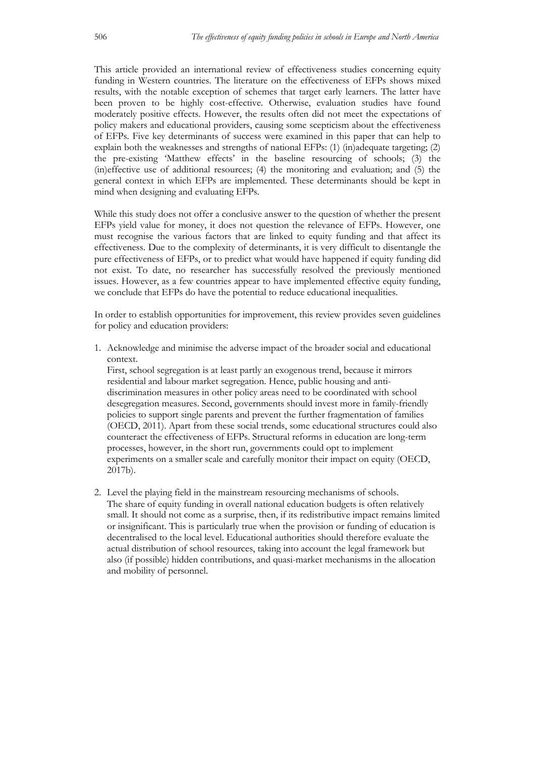This article provided an international review of effectiveness studies concerning equity funding in Western countries. The literature on the effectiveness of EFPs shows mixed results, with the notable exception of schemes that target early learners. The latter have been proven to be highly cost-effective. Otherwise, evaluation studies have found moderately positive effects. However, the results often did not meet the expectations of policy makers and educational providers, causing some scepticism about the effectiveness of EFPs. Five key determinants of success were examined in this paper that can help to explain both the weaknesses and strengths of national EFPs: (1) (in)adequate targeting; (2) the pre-existing 'Matthew effects' in the baseline resourcing of schools; (3) the (in)effective use of additional resources; (4) the monitoring and evaluation; and (5) the general context in which EFPs are implemented. These determinants should be kept in mind when designing and evaluating EFPs.

While this study does not offer a conclusive answer to the question of whether the present EFPs yield value for money, it does not question the relevance of EFPs. However, one must recognise the various factors that are linked to equity funding and that affect its effectiveness. Due to the complexity of determinants, it is very difficult to disentangle the pure effectiveness of EFPs, or to predict what would have happened if equity funding did not exist. To date, no researcher has successfully resolved the previously mentioned issues. However, as a few countries appear to have implemented effective equity funding, we conclude that EFPs do have the potential to reduce educational inequalities.

In order to establish opportunities for improvement, this review provides seven guidelines for policy and education providers:

1. Acknowledge and minimise the adverse impact of the broader social and educational context.
   First, school segregation is at least partly an exogenous trend, because it mirrors residential and labour market segregation. Hence, public housing and anti-discrimination measures in other policy areas need to be coordinated with school desegregation measures. Second, governments should invest more in family-friendly policies to support single parents and prevent the further fragmentation of families (OECD, 2011). Apart from these social trends, some educational structures could also counteract the effectiveness of EFPs. Structural reforms in education are long-term processes, however, in the short run, governments could opt to implement experiments on a smaller scale and carefully monitor their impact on equity (OECD, 2017b).

2. Level the playing field in the mainstream resourcing mechanisms of schools.
   The share of equity funding in overall national education budgets is often relatively small. It should not come as a surprise, then, if its redistributive impact remains limited or insignificant. This is particularly true when the provision or funding of education is decentralised to the local level. Educational authorities should therefore evaluate the actual distribution of school resources, taking into account the legal framework but also (if possible) hidden contributions, and quasi-market mechanisms in the allocation and mobility of personnel.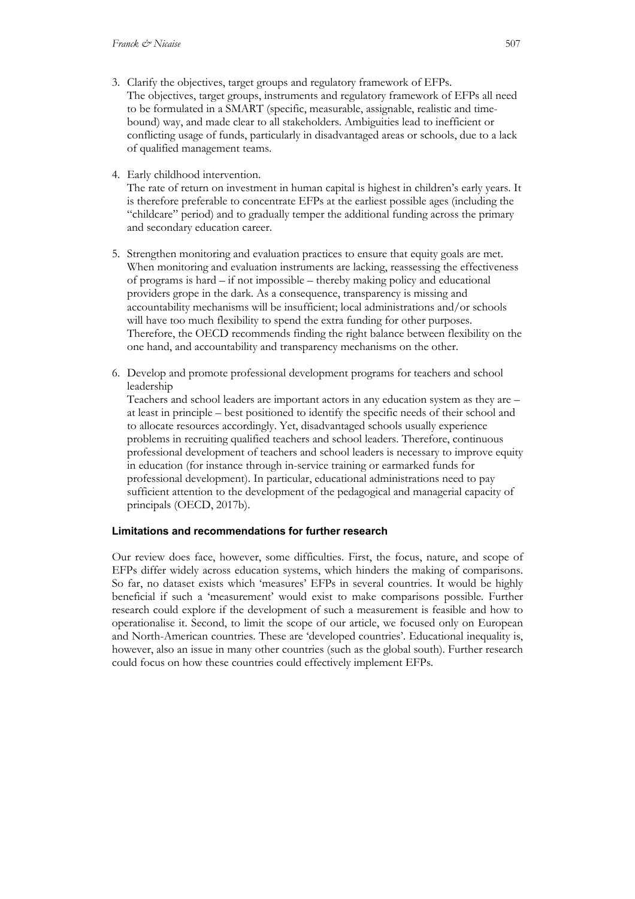3. Clarify the objectives, target groups and regulatory framework of EFPs.
   The objectives, target groups, instruments and regulatory framework of EFPs all need to be formulated in a SMART (specific, measurable, assignable, realistic and time-bound) way, and made clear to all stakeholders. Ambiguities lead to inefficient or conflicting usage of funds, particularly in disadvantaged areas or schools, due to a lack of qualified management teams.

4. Early childhood intervention.
   The rate of return on investment in human capital is highest in children's early years. It is therefore preferable to concentrate EFPs at the earliest possible ages (including the "childcare" period) and to gradually temper the additional funding across the primary and secondary education career.

5. Strengthen monitoring and evaluation practices to ensure that equity goals are met.
   When monitoring and evaluation instruments are lacking, reassessing the effectiveness of programs is hard – if not impossible – thereby making policy and educational providers grope in the dark. As a consequence, transparency is missing and accountability mechanisms will be insufficient; local administrations and/or schools will have too much flexibility to spend the extra funding for other purposes. Therefore, the OECD recommends finding the right balance between flexibility on the one hand, and accountability and transparency mechanisms on the other.

6. Develop and promote professional development programs for teachers and school leadership
   Teachers and school leaders are important actors in any education system as they are – at least in principle – best positioned to identify the specific needs of their school and to allocate resources accordingly. Yet, disadvantaged schools usually experience problems in recruiting qualified teachers and school leaders. Therefore, continuous professional development of teachers and school leaders is necessary to improve equity in education (for instance through in-service training or earmarked funds for professional development). In particular, educational administrations need to pay sufficient attention to the development of the pedagogical and managerial capacity of principals (OECD, 2017b).

### Limitations and recommendations for further research

Our review does face, however, some difficulties. First, the focus, nature, and scope of EFPs differ widely across education systems, which hinders the making of comparisons. So far, no dataset exists which 'measures' EFPs in several countries. It would be highly beneficial if such a 'measurement' would exist to make comparisons possible. Further research could explore if the development of such a measurement is feasible and how to operationalise it. Second, to limit the scope of our article, we focused only on European and North-American countries. These are 'developed countries'. Educational inequality is, however, also an issue in many other countries (such as the global south). Further research could focus on how these countries could effectively implement EFPs.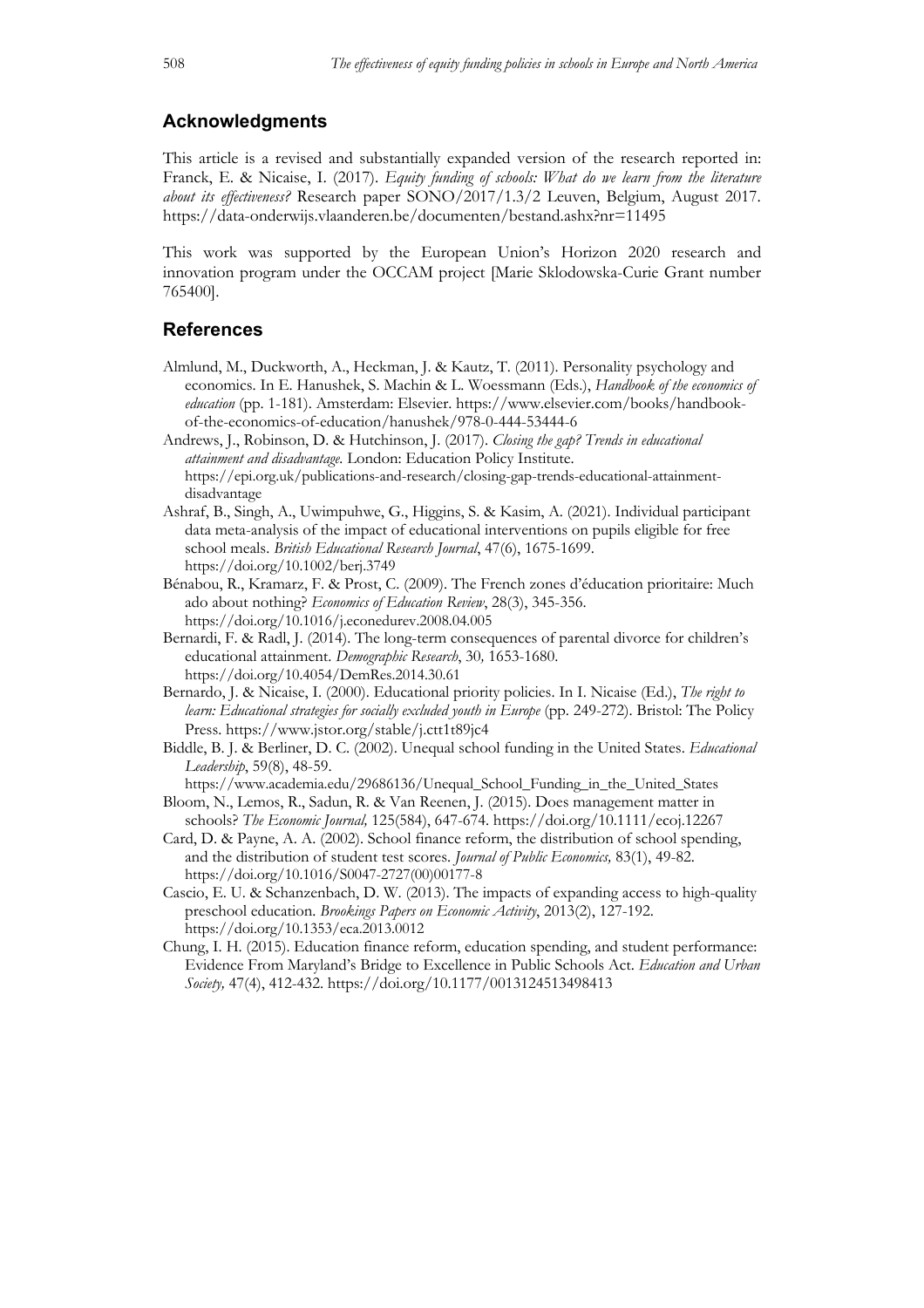## Acknowledgments

This article is a revised and substantially expanded version of the research reported in: Franck, E. & Nicaise, I. (2017). *Equity funding of schools: What do we learn from the literature about its effectiveness?* Research paper SONO/2017/1.3/2 Leuven, Belgium, August 2017. https://data-onderwijs.vlaanderen.be/documenten/bestand.ashx?nr=11495

This work was supported by the European Union's Horizon 2020 research and innovation program under the OCCAM project [Marie Sklodowska-Curie Grant number 765400].

## References

Almlund, M., Duckworth, A., Heckman, J. & Kautz, T. (2011). Personality psychology and economics. In E. Hanushek, S. Machin & L. Woessmann (Eds.), *Handbook of the economics of education* (pp. 1-181). Amsterdam: Elsevier. https://www.elsevier.com/books/handbook-of-the-economics-of-education/hanushek/978-0-444-53444-6

Andrews, J., Robinson, D. & Hutchinson, J. (2017). *Closing the gap? Trends in educational attainment and disadvantage.* London: Education Policy Institute. https://epi.org.uk/publications-and-research/closing-gap-trends-educational-attainment-disadvantage

Ashraf, B., Singh, A., Uwimpuhwe, G., Higgins, S. & Kasim, A. (2021). Individual participant data meta-analysis of the impact of educational interventions on pupils eligible for free school meals. *British Educational Research Journal*, 47(6), 1675-1699. https://doi.org/10.1002/berj.3749

Bénabou, R., Kramarz, F. & Prost, C. (2009). The French zones d'éducation prioritaire: Much ado about nothing? *Economics of Education Review*, 28(3), 345-356. https://doi.org/10.1016/j.econedurev.2008.04.005

Bernardi, F. & Radl, J. (2014). The long-term consequences of parental divorce for children's educational attainment. *Demographic Research*, 30, 1653-1680. https://doi.org/10.4054/DemRes.2014.30.61

Bernardo, J. & Nicaise, I. (2000). Educational priority policies. In I. Nicaise (Ed.), *The right to learn: Educational strategies for socially excluded youth in Europe* (pp. 249-272). Bristol: The Policy Press. https://www.jstor.org/stable/j.ctt1t89jc4

Biddle, B. J. & Berliner, D. C. (2002). Unequal school funding in the United States. *Educational Leadership*, 59(8), 48-59. https://www.academia.edu/29686136/Unequal_School_Funding_in_the_United_States

Bloom, N., Lemos, R., Sadun, R. & Van Reenen, J. (2015). Does management matter in schools? *The Economic Journal,* 125(584), 647-674. https://doi.org/10.1111/ecoj.12267

Card, D. & Payne, A. A. (2002). School finance reform, the distribution of school spending, and the distribution of student test scores. *Journal of Public Economics,* 83(1), 49-82. https://doi.org/10.1016/S0047-2727(00)00177-8

Cascio, E. U. & Schanzenbach, D. W. (2013). The impacts of expanding access to high-quality preschool education. *Brookings Papers on Economic Activity*, 2013(2), 127-192. https://doi.org/10.1353/eca.2013.0012

Chung, I. H. (2015). Education finance reform, education spending, and student performance: Evidence From Maryland's Bridge to Excellence in Public Schools Act. *Education and Urban Society,* 47(4), 412-432. https://doi.org/10.1177/0013124513498413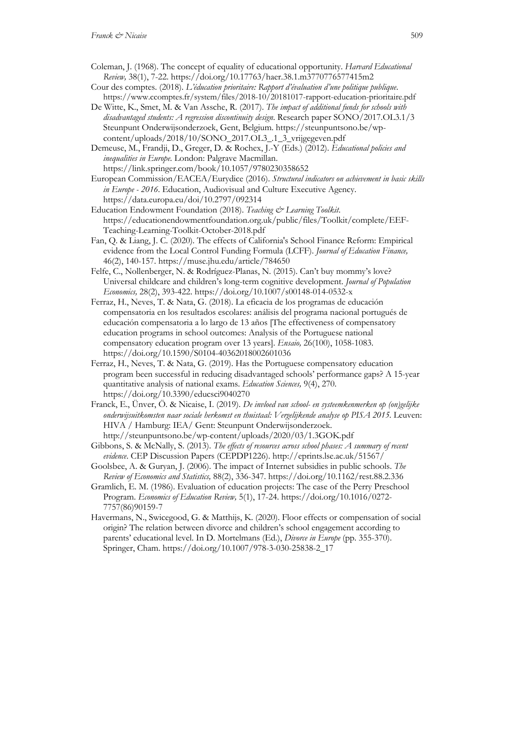Coleman, J. (1968). The concept of equality of educational opportunity. *Harvard Educational Review,* 38(1), 7-22. https://doi.org/10.17763/haer.38.1.m3770776577415m2

Cour des comptes. (2018). *L'éducation prioritaire: Rapport d'évaluation d'une politique publique*. https://www.ccomptes.fr/system/files/2018-10/20181017-rapport-education-prioritaire.pdf

De Witte, K., Smet, M. & Van Assche, R. (2017). *The impact of additional funds for schools with disadvantaged students: A regression discontinuity design*. Research paper SONO/2017.OL3.1/3 Steunpunt Onderwijsonderzoek, Gent, Belgium. https://steunpuntsono.be/wp-content/uploads/2018/10/SONO_2017.OL3_.1_3_vrijgegeven.pdf

Demeuse, M., Frandji, D., Greger, D. & Rochex, J.-Y (Eds.) (2012). *Educational policies and inequalities in Europe.* London: Palgrave Macmillan. https://link.springer.com/book/10.1057/9780230358652

European Commission/EACEA/Eurydice (2016). *Structural indicators on achievement in basic skills in Europe - 2016*. Education, Audiovisual and Culture Executive Agency. https://data.europa.eu/doi/10.2797/092314

Education Endowment Foundation (2018). *Teaching & Learning Toolkit*. https://educationendowmentfoundation.org.uk/public/files/Toolkit/complete/EEF-Teaching-Learning-Toolkit-October-2018.pdf

Fan, Q. & Liang, J. C. (2020). The effects of California's School Finance Reform: Empirical evidence from the Local Control Funding Formula (LCFF). *Journal of Education Finance,* 46(2), 140-157. https://muse.jhu.edu/article/784650

Felfe, C., Nollenberger, N. & Rodríguez-Planas, N. (2015). Can't buy mommy's love? Universal childcare and children's long-term cognitive development. *Journal of Population Economics,* 28(2), 393-422. https://doi.org/10.1007/s00148-014-0532-x

Ferraz, H., Neves, T. & Nata, G. (2018). La eficacia de los programas de educación compensatoria en los resultados escolares: análisis del programa nacional portugués de educación compensatoria a lo largo de 13 años [The effectiveness of compensatory education programs in school outcomes: Analysis of the Portuguese national compensatory education program over 13 years]. *Ensaio,* 26(100), 1058-1083. https://doi.org/10.1590/S0104-40362018002601036

Ferraz, H., Neves, T. & Nata, G. (2019). Has the Portuguese compensatory education program been successful in reducing disadvantaged schools' performance gaps? A 15-year quantitative analysis of national exams. *Education Sciences,* 9(4), 270. https://doi.org/10.3390/educsci9040270

Franck, E., Ünver, Ö. & Nicaise, I. (2019). *De invloed van school- en systeemkenmerken op (on)gelijke onderwijsuitkomsten naar sociale herkomst en thuistaal: Vergelijkende analyse op PISA 2015*. Leuven: HIVA / Hamburg: IEA/ Gent: Steunpunt Onderwijsonderzoek. http://steunpuntsono.be/wp-content/uploads/2020/03/1.3GOK.pdf

Gibbons, S. & McNally, S. (2013). *The effects of resources across school phases: A summary of recent evidence*. CEP Discussion Papers (CEPDP1226). http://eprints.lse.ac.uk/51567/

Goolsbee, A. & Guryan, J. (2006). The impact of Internet subsidies in public schools. *The Review of Economics and Statistics,* 88(2), 336-347. https://doi.org/10.1162/rest.88.2.336

Gramlich, E. M. (1986). Evaluation of education projects: The case of the Perry Preschool Program. *Economics of Education Review,* 5(1), 17-24. https://doi.org/10.1016/0272-7757(86)90159-7

Havermans, N., Swicegood, G. & Matthijs, K. (2020). Floor effects or compensation of social origin? The relation between divorce and children's school engagement according to parents' educational level. In D. Mortelmans (Ed.), *Divorce in Europe* (pp. 355-370). Springer, Cham. https://doi.org/10.1007/978-3-030-25838-2_17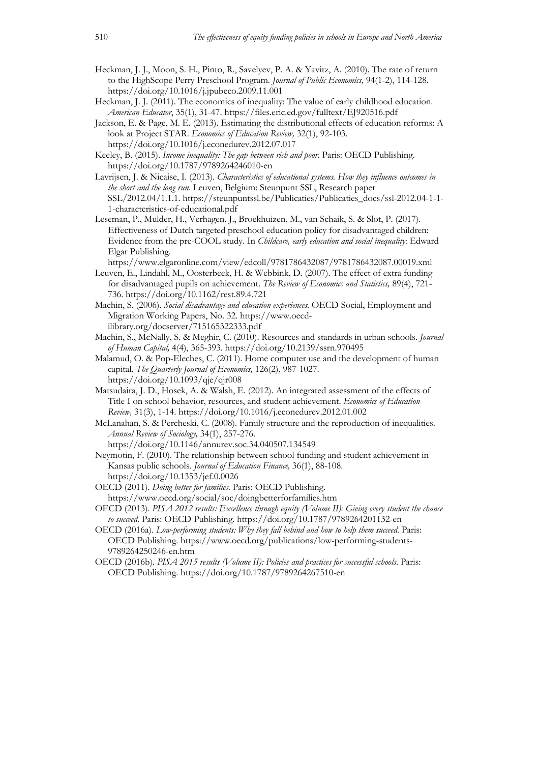Heckman, J. J., Moon, S. H., Pinto, R., Savelyev, P. A. & Yavitz, A. (2010). The rate of return to the HighScope Perry Preschool Program. *Journal of Public Economics,* 94(1-2), 114-128. https://doi.org/10.1016/j.jpubeco.2009.11.001

Heckman, J. J. (2011). The economics of inequality: The value of early childhood education. *American Educator*, 35(1), 31-47. https://files.eric.ed.gov/fulltext/EJ920516.pdf

Jackson, E. & Page, M. E. (2013). Estimating the distributional effects of education reforms: A look at Project STAR. *Economics of Education Review,* 32(1), 92-103. https://doi.org/10.1016/j.econedurev.2012.07.017

Keeley, B. (2015). *Income inequality: The gap between rich and poor*. Paris: OECD Publishing. https://doi.org/10.1787/9789264246010-en

Lavrijsen, J. & Nicaise, I. (2013). *Characteristics of educational systems. How they influence outcomes in the short and the long run*. Leuven, Belgium: Steunpunt SSL, Research paper SSL/2012.04/1.1.1. https://steunpuntssl.be/Publicaties/Publicaties_docs/ssl-2012.04-1-1-1-characteristics-of-educational.pdf

Leseman, P., Mulder, H., Verhagen, J., Broekhuizen, M., van Schaik, S. & Slot, P. (2017). Effectiveness of Dutch targeted preschool education policy for disadvantaged children: Evidence from the pre-COOL study. In *Childcare, early education and social inequality*: Edward Elgar Publishing. https://www.elgaronline.com/view/edcoll/9781786432087/9781786432087.00019.xml

Leuven, E., Lindahl, M., Oosterbeek, H. & Webbink, D. (2007). The effect of extra funding for disadvantaged pupils on achievement. *The Review of Economics and Statistics,* 89(4), 721-736. https://doi.org/10.1162/rest.89.4.721

Machin, S. (2006). *Social disadvantage and education experiences*. OECD Social, Employment and Migration Working Papers, No. 32. https://www.oecd-ilibrary.org/docserver/715165322333.pdf

Machin, S., McNally, S. & Meghir, C. (2010). Resources and standards in urban schools. *Journal of Human Capital,* 4(4), 365-393. https://doi.org/10.2139/ssrn.970495

Malamud, O. & Pop-Eleches, C. (2011). Home computer use and the development of human capital. *The Quarterly Journal of Economics,* 126(2), 987-1027. https://doi.org/10.1093/qje/qjr008

Matsudaira, J. D., Hosek, A. & Walsh, E. (2012). An integrated assessment of the effects of Title I on school behavior, resources, and student achievement. *Economics of Education Review,* 31(3), 1-14. https://doi.org/10.1016/j.econedurev.2012.01.002

McLanahan, S. & Percheski, C. (2008). Family structure and the reproduction of inequalities. *Annual Review of Sociology,* 34(1), 257-276. https://doi.org/10.1146/annurev.soc.34.040507.134549

Neymotin, F. (2010). The relationship between school funding and student achievement in Kansas public schools. *Journal of Education Finance,* 36(1), 88-108. https://doi.org/10.1353/jef.0.0026

OECD (2011). *Doing better for families*. Paris: OECD Publishing. https://www.oecd.org/social/soc/doingbetterforfamilies.htm

OECD (2013). *PISA 2012 results: Excellence through equity (Volume II): Giving every student the chance to succeed.* Paris: OECD Publishing. https://doi.org/10.1787/9789264201132-en

OECD (2016a). *Low-performing students: Why they fall behind and how to help them succeed*. Paris: OECD Publishing. https://www.oecd.org/publications/low-performing-students-9789264250246-en.htm

OECD (2016b). *PISA 2015 results (Volume II): Policies and practices for successful schools*. Paris: OECD Publishing. https://doi.org/10.1787/9789264267510-en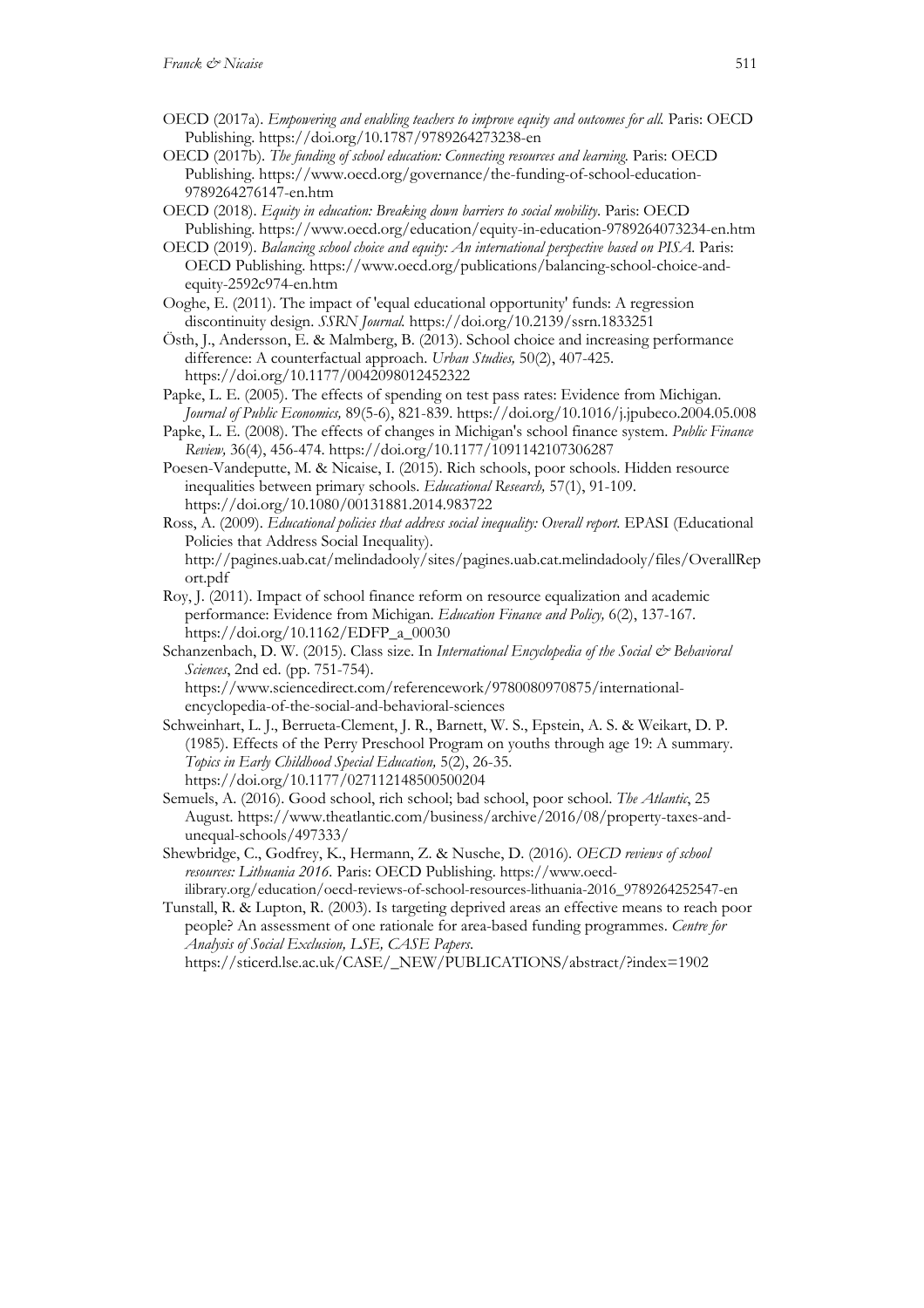OECD (2017a). *Empowering and enabling teachers to improve equity and outcomes for all.* Paris: OECD Publishing. https://doi.org/10.1787/9789264273238-en

OECD (2017b). *The funding of school education: Connecting resources and learning.* Paris: OECD Publishing. https://www.oecd.org/governance/the-funding-of-school-education-9789264276147-en.htm

OECD (2018). *Equity in education: Breaking down barriers to social mobility.* Paris: OECD Publishing. https://www.oecd.org/education/equity-in-education-9789264073234-en.htm

OECD (2019). *Balancing school choice and equity: An international perspective based on PISA.* Paris: OECD Publishing. https://www.oecd.org/publications/balancing-school-choice-and-equity-2592c974-en.htm

Ooghe, E. (2011). The impact of 'equal educational opportunity' funds: A regression discontinuity design. *SSRN Journal.* https://doi.org/10.2139/ssrn.1833251

Östh, J., Andersson, E. & Malmberg, B. (2013). School choice and increasing performance difference: A counterfactual approach. *Urban Studies,* 50(2), 407-425. https://doi.org/10.1177/0042098012452322

Papke, L. E. (2005). The effects of spending on test pass rates: Evidence from Michigan. *Journal of Public Economics,* 89(5-6), 821-839. https://doi.org/10.1016/j.jpubeco.2004.05.008

Papke, L. E. (2008). The effects of changes in Michigan's school finance system. *Public Finance Review,* 36(4), 456-474. https://doi.org/10.1177/1091142107306287

Poesen-Vandeputte, M. & Nicaise, I. (2015). Rich schools, poor schools. Hidden resource inequalities between primary schools. *Educational Research,* 57(1), 91-109. https://doi.org/10.1080/00131881.2014.983722

Ross, A. (2009). *Educational policies that address social inequality: Overall report.* EPASI (Educational Policies that Address Social Inequality). http://pagines.uab.cat/melindadooly/sites/pagines.uab.cat.melindadooly/files/OverallReport.pdf

Roy, J. (2011). Impact of school finance reform on resource equalization and academic performance: Evidence from Michigan. *Education Finance and Policy,* 6(2), 137-167. https://doi.org/10.1162/EDFP_a_00030

Schanzenbach, D. W. (2015). Class size. In *International Encyclopedia of the Social & Behavioral Sciences*, 2nd ed. (pp. 751-754). https://www.sciencedirect.com/referencework/9780080970875/international-encyclopedia-of-the-social-and-behavioral-sciences

Schweinhart, L. J., Berrueta-Clement, J. R., Barnett, W. S., Epstein, A. S. & Weikart, D. P. (1985). Effects of the Perry Preschool Program on youths through age 19: A summary. *Topics in Early Childhood Special Education,* 5(2), 26-35. https://doi.org/10.1177/027112148500500204

Semuels, A. (2016). Good school, rich school; bad school, poor school. *The Atlantic*, 25 August. https://www.theatlantic.com/business/archive/2016/08/property-taxes-and-unequal-schools/497333/

Shewbridge, C., Godfrey, K., Hermann, Z. & Nusche, D. (2016). *OECD reviews of school resources: Lithuania 2016.* Paris: OECD Publishing. https://www.oecd-ilibrary.org/education/oecd-reviews-of-school-resources-lithuania-2016_9789264252547-en

Tunstall, R. & Lupton, R. (2003). Is targeting deprived areas an effective means to reach poor people? An assessment of one rationale for area-based funding programmes. *Centre for Analysis of Social Exclusion, LSE, CASE Papers.* https://sticerd.lse.ac.uk/CASE/_NEW/PUBLICATIONS/abstract/?index=1902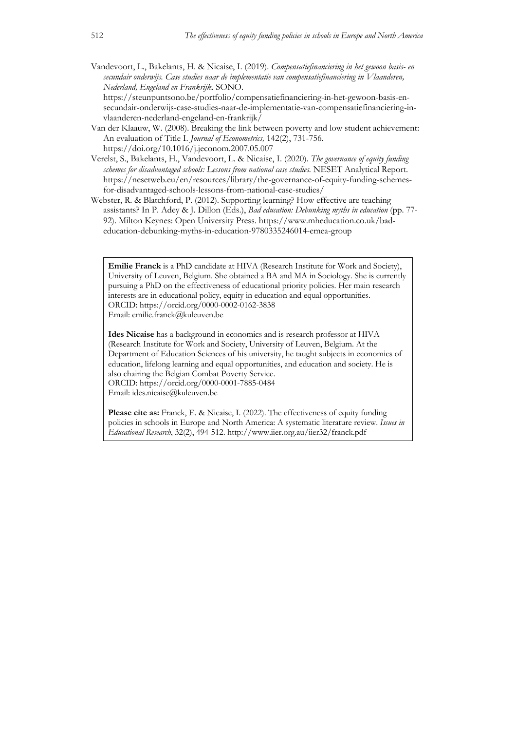Vandevoort, L., Bakelants, H. & Nicaise, I. (2019). *Compensatiefinanciering in het gewoon basis- en secundair onderwijs. Case studies naar de implementatie van compensatiefinanciering in Vlaanderen, Nederland, Engeland en Frankrijk*. SONO. https://steunpuntsono.be/portfolio/compensatiefinanciering-in-het-gewoon-basis-en-secundair-onderwijs-case-studies-naar-de-implementatie-van-compensatiefinanciering-in-vlaanderen-nederland-engeland-en-frankrijk/

Van der Klaauw, W. (2008). Breaking the link between poverty and low student achievement: An evaluation of Title I. *Journal of Econometrics,* 142(2), 731-756. https://doi.org/10.1016/j.jeconom.2007.05.007

Verelst, S., Bakelants, H., Vandevoort, L. & Nicaise, I. (2020). *The governance of equity funding schemes for disadvantaged schools: Lessons from national case studies*. NESET Analytical Report. https://nesetweb.eu/en/resources/library/the-governance-of-equity-funding-schemes-for-disadvantaged-schools-lessons-from-national-case-studies/

Webster, R. & Blatchford, P. (2012). Supporting learning? How effective are teaching assistants? In P. Adey & J. Dillon (Eds.), *Bad education: Debunking myths in education* (pp. 77-92). Milton Keynes: Open University Press. https://www.mheducation.co.uk/bad-education-debunking-myths-in-education-9780335246014-emea-group

**Emilie Franck** is a PhD candidate at HIVA (Research Institute for Work and Society), University of Leuven, Belgium. She obtained a BA and MA in Sociology. She is currently pursuing a PhD on the effectiveness of educational priority policies. Her main research interests are in educational policy, equity in education and equal opportunities.
ORCID: https://orcid.org/0000-0002-0162-3838
Email: emilie.franck@kuleuven.be

**Ides Nicaise** has a background in economics and is research professor at HIVA (Research Institute for Work and Society, University of Leuven, Belgium. At the Department of Education Sciences of his university, he taught subjects in economics of education, lifelong learning and equal opportunities, and education and society. He is also chairing the Belgian Combat Poverty Service.
ORCID: https://orcid.org/0000-0001-7885-0484
Email: ides.nicaise@kuleuven.be

**Please cite as:** Franck, E. & Nicaise, I. (2022). The effectiveness of equity funding policies in schools in Europe and North America: A systematic literature review. *Issues in Educational Research*, 32(2), 494-512. http://www.iier.org.au/iier32/franck.pdf